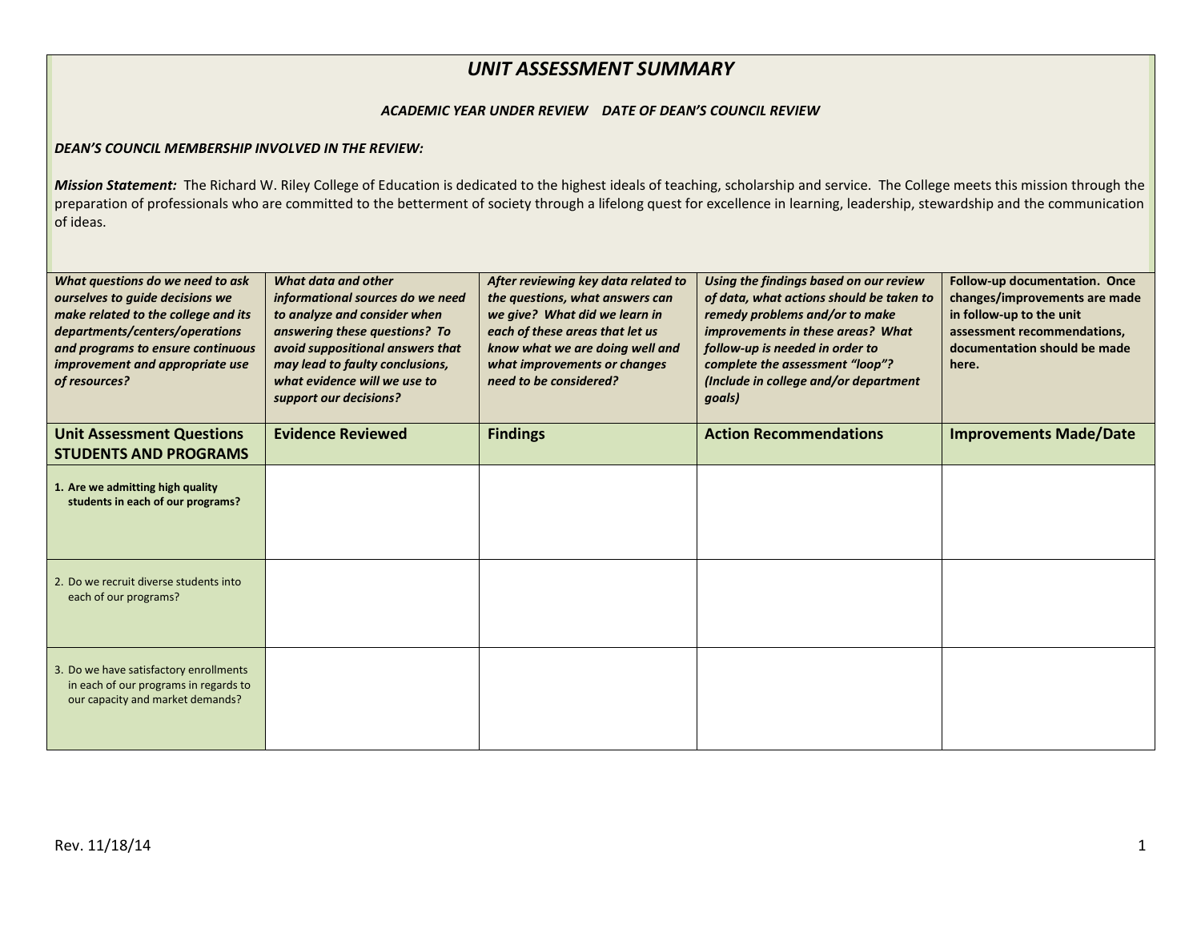# *UNIT ASSESSMENT SUMMARY*

***ACADEMIC YEAR UNDER REVIEW    DATE OF DEAN'S COUNCIL REVIEW***

***DEAN'S COUNCIL MEMBERSHIP INVOLVED IN THE REVIEW:***

***Mission Statement:*** The Richard W. Riley College of Education is dedicated to the highest ideals of teaching, scholarship and service. The College meets this mission through the preparation of professionals who are committed to the betterment of society through a lifelong quest for excellence in learning, leadership, stewardship and the communication of ideas.

| ***What questions do we need to ask ourselves to guide decisions we make related to the college and its departments/centers/operations and programs to ensure continuous improvement and appropriate use of resources?*** | ***What data and other informational sources do we need to analyze and consider when answering these questions? To avoid suppositional answers that may lead to faulty conclusions, what evidence will we use to support our decisions?*** | ***After reviewing key data related to the questions, what answers can we give? What did we learn in each of these areas that let us know what we are doing well and what improvements or changes need to be considered?*** | ***Using the findings based on our review of data, what actions should be taken to remedy problems and/or to make improvements in these areas? What follow-up is needed in order to complete the assessment "loop"? (Include in college and/or department goals)*** | **Follow-up documentation. Once changes/improvements are made in follow-up to the unit assessment recommendations, documentation should be made here.** |
|---|---|---|---|---|
| **Unit Assessment Questions STUDENTS AND PROGRAMS** | **Evidence Reviewed** | **Findings** | **Action Recommendations** | **Improvements Made/Date** |
| **1. Are we admitting high quality students in each of our programs?** | | | | |
| 2. Do we recruit diverse students into each of our programs? | | | | |
| 3. Do we have satisfactory enrollments in each of our programs in regards to our capacity and market demands? | | | | |

Rev. 11/18/14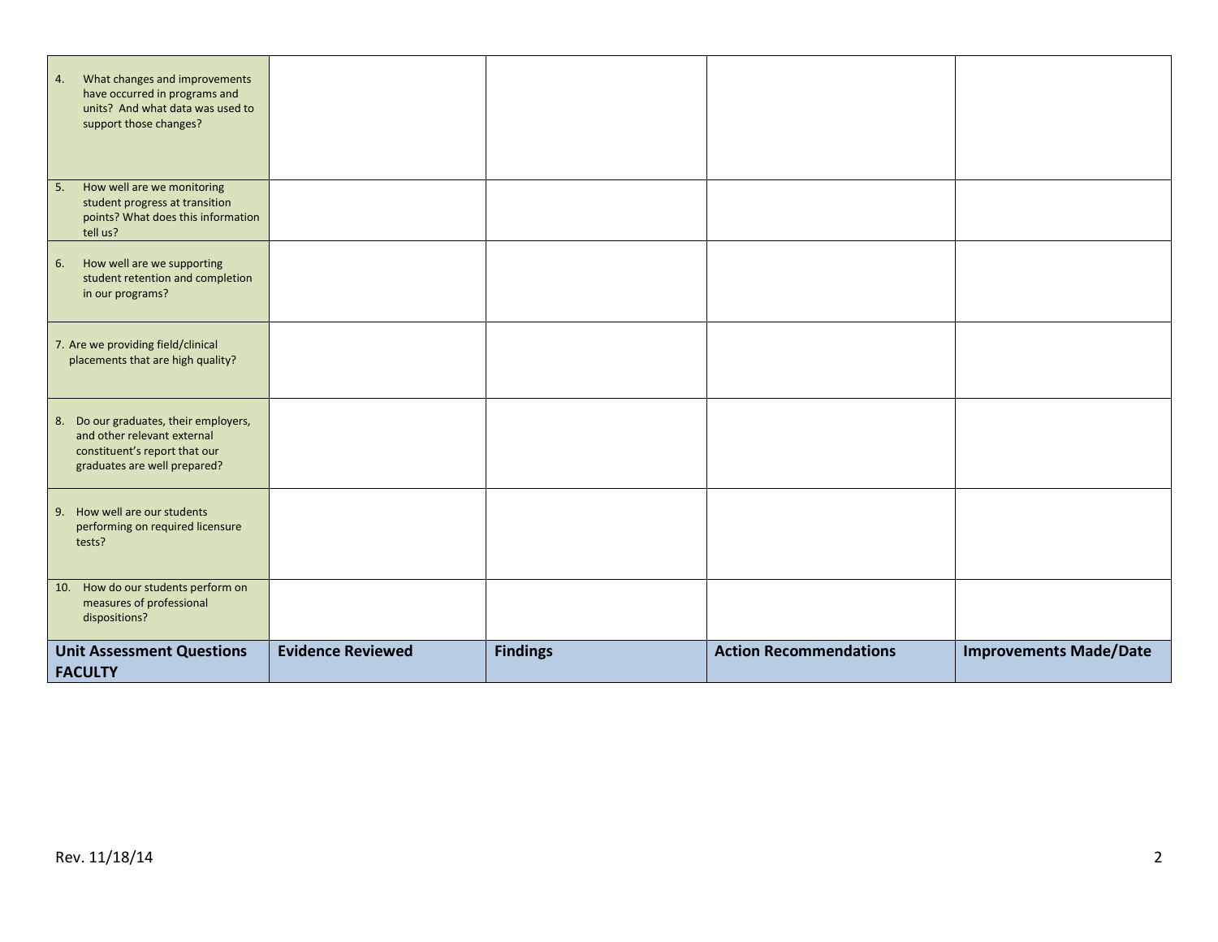| | | | | |
|---|---|---|---|---|
| 4. What changes and improvements have occurred in programs and units? And what data was used to support those changes? | | | | |
| 5. How well are we monitoring student progress at transition points? What does this information tell us? | | | | |
| 6. How well are we supporting student retention and completion in our programs? | | | | |
| 7. Are we providing field/clinical placements that are high quality? | | | | |
| 8. Do our graduates, their employers, and other relevant external constituent's report that our graduates are well prepared? | | | | |
| 9. How well are our students performing on required licensure tests? | | | | |
| 10. How do our students perform on measures of professional dispositions? | | | | |
| **Unit Assessment Questions FACULTY** | **Evidence Reviewed** | **Findings** | **Action Recommendations** | **Improvements Made/Date** |

Rev. 11/18/14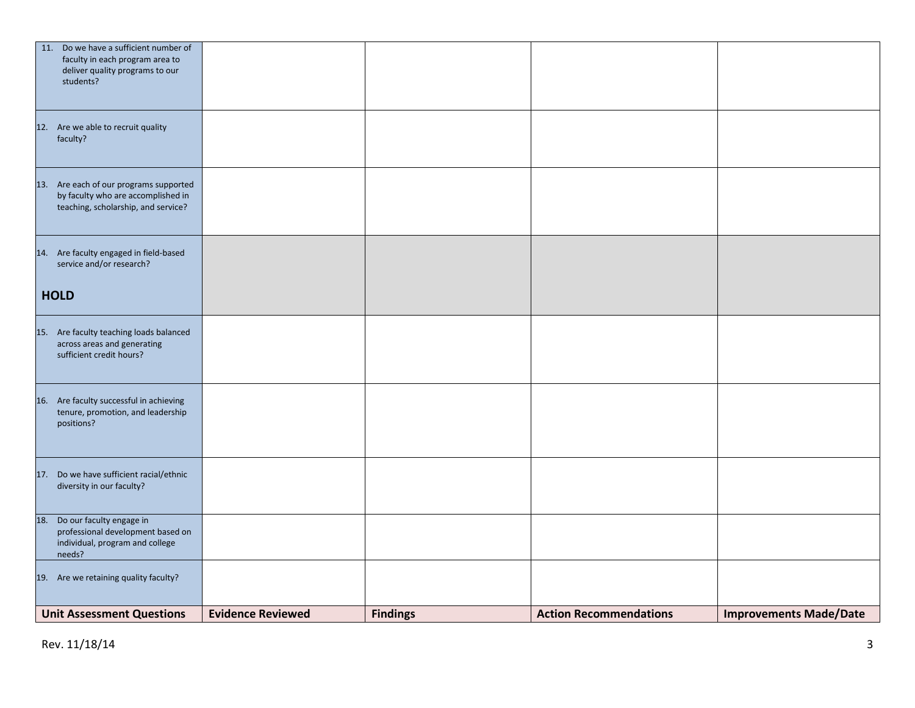| Unit Assessment Questions | Evidence Reviewed | Findings | Action Recommendations | Improvements Made/Date |
|---|---|---|---|---|
| 11. Do we have a sufficient number of faculty in each program area to deliver quality programs to our students? | | | | |
| 12. Are we able to recruit quality faculty? | | | | |
| 13. Are each of our programs supported by faculty who are accomplished in teaching, scholarship, and service? | | | | |
| 14. Are faculty engaged in field-based service and/or research? **HOLD** | | | | |
| 15. Are faculty teaching loads balanced across areas and generating sufficient credit hours? | | | | |
| 16. Are faculty successful in achieving tenure, promotion, and leadership positions? | | | | |
| 17. Do we have sufficient racial/ethnic diversity in our faculty? | | | | |
| 18. Do our faculty engage in professional development based on individual, program and college needs? | | | | |
| 19. Are we retaining quality faculty? | | | | |

Rev. 11/18/14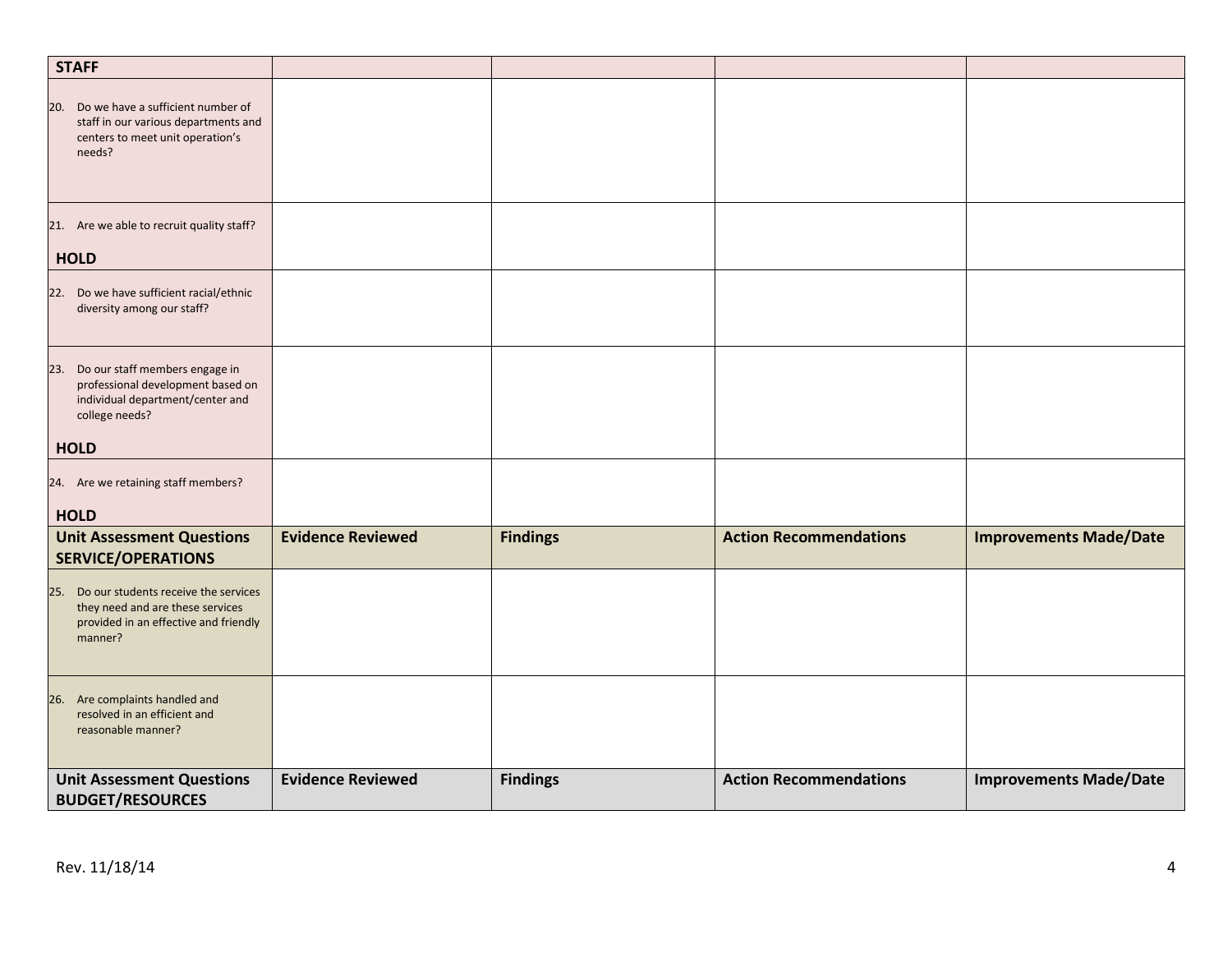| **STAFF** | | | | |
|---|---|---|---|---|
| 20. Do we have a sufficient number of staff in our various departments and centers to meet unit operation's needs? | | | | |
| 21. Are we able to recruit quality staff? **HOLD** | | | | |
| 22. Do we have sufficient racial/ethnic diversity among our staff? | | | | |
| 23. Do our staff members engage in professional development based on individual department/center and college needs? **HOLD** | | | | |
| 24. Are we retaining staff members? **HOLD** | | | | |
| **Unit Assessment Questions SERVICE/OPERATIONS** | **Evidence Reviewed** | **Findings** | **Action Recommendations** | **Improvements Made/Date** |
| 25. Do our students receive the services they need and are these services provided in an effective and friendly manner? | | | | |
| 26. Are complaints handled and resolved in an efficient and reasonable manner? | | | | |
| **Unit Assessment Questions BUDGET/RESOURCES** | **Evidence Reviewed** | **Findings** | **Action Recommendations** | **Improvements Made/Date** |

Rev. 11/18/14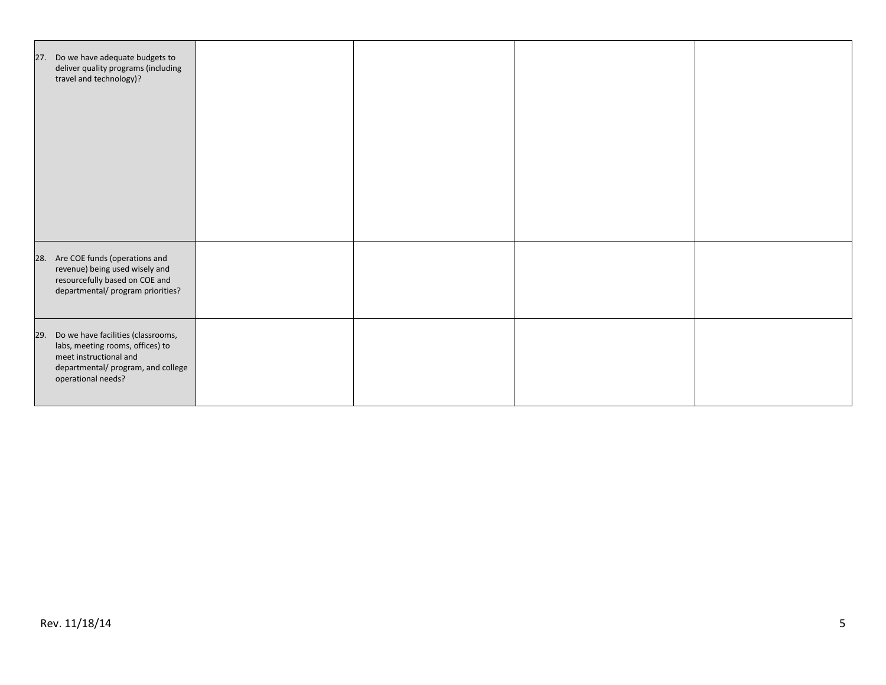| | | | | |
|---|---|---|---|---|
| 27. Do we have adequate budgets to deliver quality programs (including travel and technology)? | | | | |
| 28. Are COE funds (operations and revenue) being used wisely and resourcefully based on COE and departmental/ program priorities? | | | | |
| 29. Do we have facilities (classrooms, labs, meeting rooms, offices) to meet instructional and departmental/ program, and college operational needs? | | | | |

Rev. 11/18/14